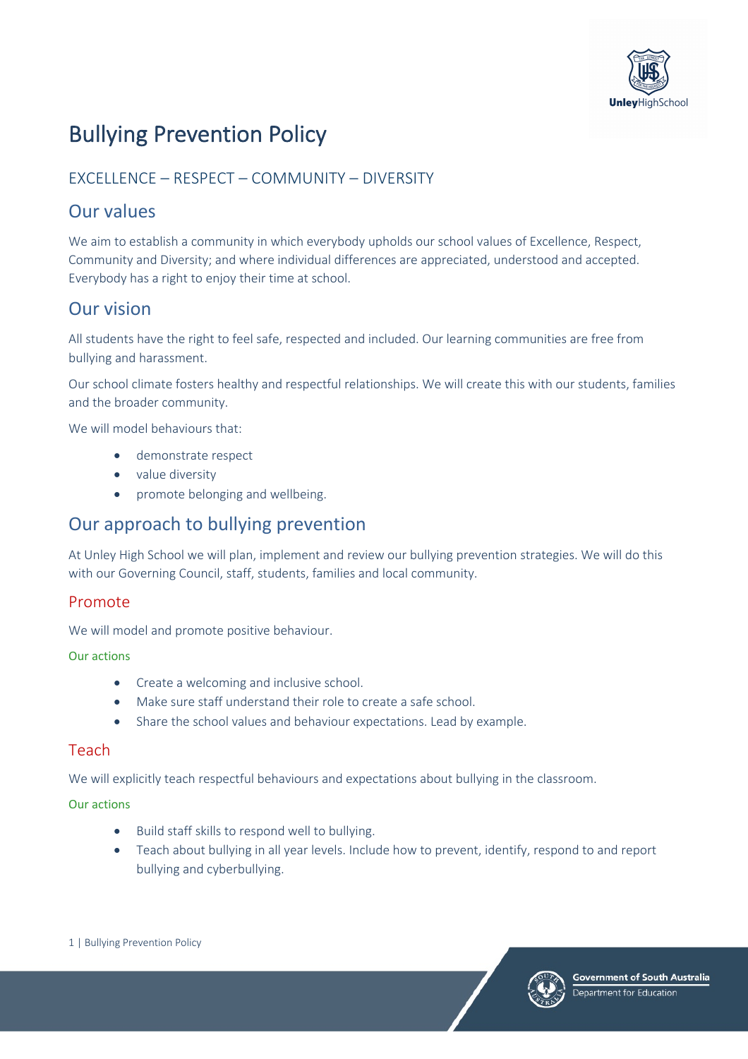# Bullying Prevention Policy

EXCELLENCE – RESPECT – COMMUNITY – DIVERSITY

## Our values

We aim to establish a community in which everybody upholds our school values of Excellence, Respect, Community and Diversity; and where individual differences are appreciated, understood and accepted. Everybody has a right to enjoy their time at school.

## Our vision

All students have the right to feel safe, respected and included. Our learning communities are free from bullying and harassment.

Our school climate fosters healthy and respectful relationships. We will create this with our students, families and the broader community.

We will model behaviours that:

- demonstrate respect
- value diversity
- promote belonging and wellbeing.

## Our approach to bullying prevention

At Unley High School we will plan, implement and review our bullying prevention strategies. We will do this with our Governing Council, staff, students, families and local community.

### Promote

We will model and promote positive behaviour.

#### Our actions

- Create a welcoming and inclusive school.
- Make sure staff understand their role to create a safe school.
- Share the school values and behaviour expectations. Lead by example.

### Teach

We will explicitly teach respectful behaviours and expectations about bullying in the classroom.

#### Our actions

- Build staff skills to respond well to bullying.
- Teach about bullying in all year levels. Include how to prevent, identify, respond to and report bullying and cyberbullying.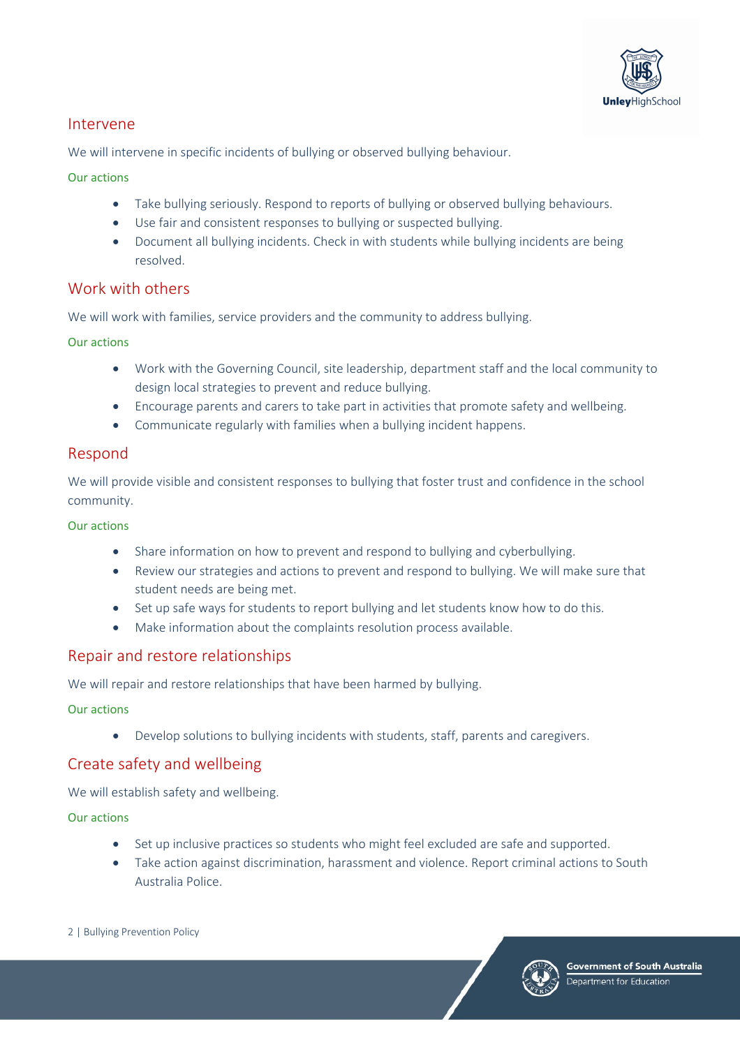## Intervene

We will intervene in specific incidents of bullying or observed bullying behaviour.

### Our actions

- Take bullying seriously. Respond to reports of bullying or observed bullying behaviours.
- Use fair and consistent responses to bullying or suspected bullying.
- Document all bullying incidents. Check in with students while bullying incidents are being resolved.

## Work with others

We will work with families, service providers and the community to address bullying.

### Our actions

- Work with the Governing Council, site leadership, department staff and the local community to design local strategies to prevent and reduce bullying.
- Encourage parents and carers to take part in activities that promote safety and wellbeing.
- Communicate regularly with families when a bullying incident happens.

## Respond

We will provide visible and consistent responses to bullying that foster trust and confidence in the school community.

### Our actions

- Share information on how to prevent and respond to bullying and cyberbullying.
- Review our strategies and actions to prevent and respond to bullying. We will make sure that student needs are being met.
- Set up safe ways for students to report bullying and let students know how to do this.
- Make information about the complaints resolution process available.

## Repair and restore relationships

We will repair and restore relationships that have been harmed by bullying.

### Our actions

- Develop solutions to bullying incidents with students, staff, parents and caregivers.

## Create safety and wellbeing

We will establish safety and wellbeing.

### Our actions

- Set up inclusive practices so students who might feel excluded are safe and supported.
- Take action against discrimination, harassment and violence. Report criminal actions to South Australia Police.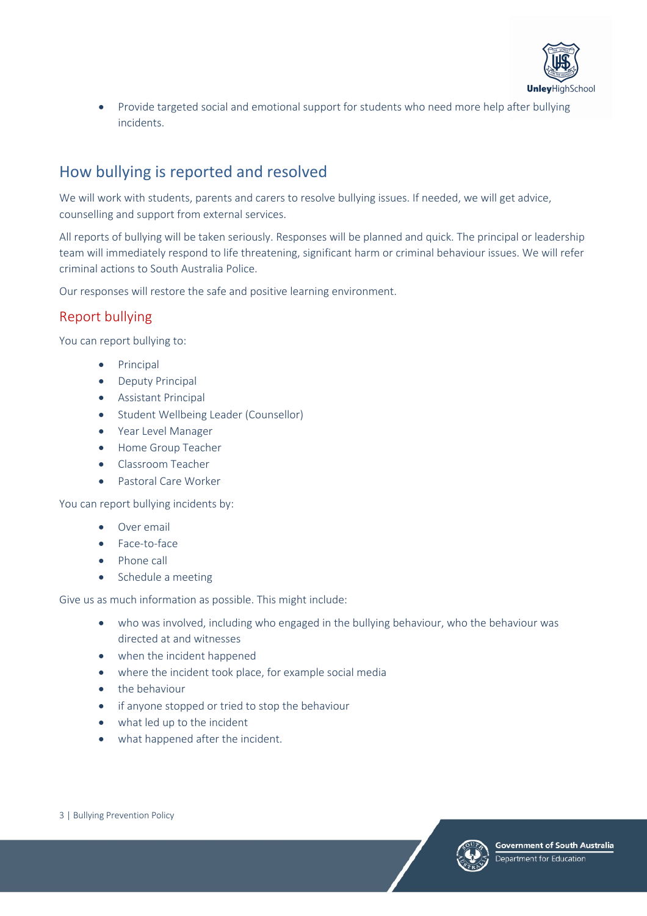- Provide targeted social and emotional support for students who need more help after bullying incidents.

## How bullying is reported and resolved

We will work with students, parents and carers to resolve bullying issues. If needed, we will get advice, counselling and support from external services.

All reports of bullying will be taken seriously. Responses will be planned and quick. The principal or leadership team will immediately respond to life threatening, significant harm or criminal behaviour issues. We will refer criminal actions to South Australia Police.

Our responses will restore the safe and positive learning environment.

### Report bullying

You can report bullying to:

- Principal
- Deputy Principal
- Assistant Principal
- Student Wellbeing Leader (Counsellor)
- Year Level Manager
- Home Group Teacher
- Classroom Teacher
- Pastoral Care Worker

You can report bullying incidents by:

- Over email
- Face-to-face
- Phone call
- Schedule a meeting

Give us as much information as possible. This might include:

- who was involved, including who engaged in the bullying behaviour, who the behaviour was directed at and witnesses
- when the incident happened
- where the incident took place, for example social media
- the behaviour
- if anyone stopped or tried to stop the behaviour
- what led up to the incident
- what happened after the incident.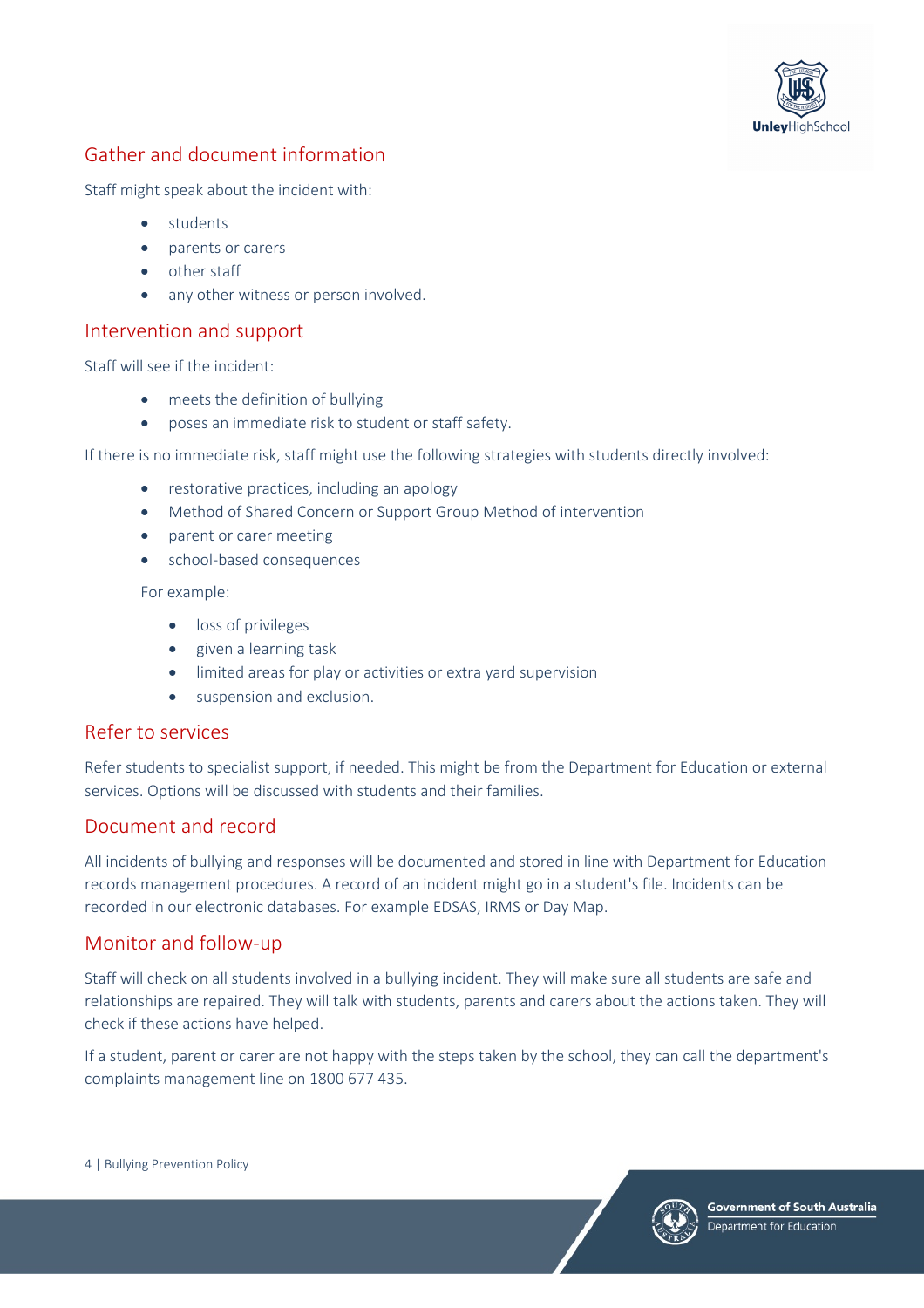## Gather and document information

Staff might speak about the incident with:

- students
- parents or carers
- other staff
- any other witness or person involved.

## Intervention and support

Staff will see if the incident:

- meets the definition of bullying
- poses an immediate risk to student or staff safety.

If there is no immediate risk, staff might use the following strategies with students directly involved:

- restorative practices, including an apology
- Method of Shared Concern or Support Group Method of intervention
- parent or carer meeting
- school-based consequences

  For example:

  - loss of privileges
  - given a learning task
  - limited areas for play or activities or extra yard supervision
  - suspension and exclusion.

## Refer to services

Refer students to specialist support, if needed. This might be from the Department for Education or external services. Options will be discussed with students and their families.

## Document and record

All incidents of bullying and responses will be documented and stored in line with Department for Education records management procedures. A record of an incident might go in a student's file. Incidents can be recorded in our electronic databases. For example EDSAS, IRMS or Day Map.

## Monitor and follow-up

Staff will check on all students involved in a bullying incident. They will make sure all students are safe and relationships are repaired. They will talk with students, parents and carers about the actions taken. They will check if these actions have helped.

If a student, parent or carer are not happy with the steps taken by the school, they can call the department's complaints management line on 1800 677 435.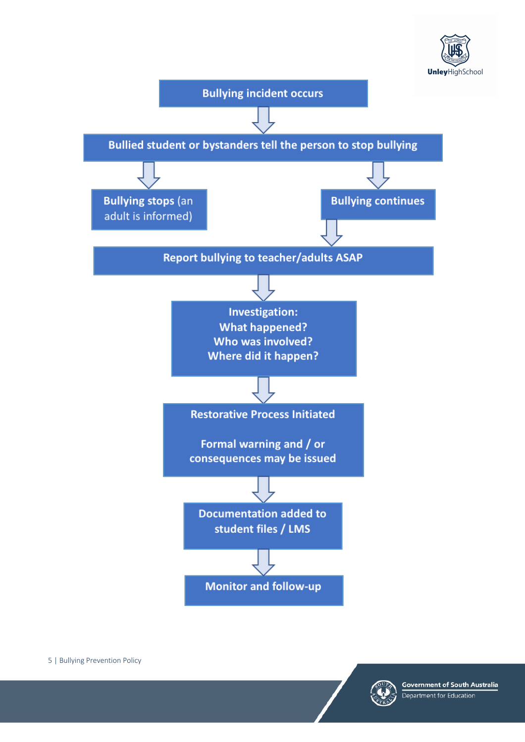**Bullying incident occurs**

↓

**Bullied student or bystanders tell the person to stop bullying**

↓

- **Bullying stops** (an adult is informed)
- **Bullying continues**
  ↓

**Report bullying to teacher/adults ASAP**

↓

**Investigation:**
**What happened?**
**Who was involved?**
**Where did it happen?**

↓

**Restorative Process Initiated**

**Formal warning and / or consequences may be issued**

↓

**Documentation added to student files / LMS**

↓

**Monitor and follow-up**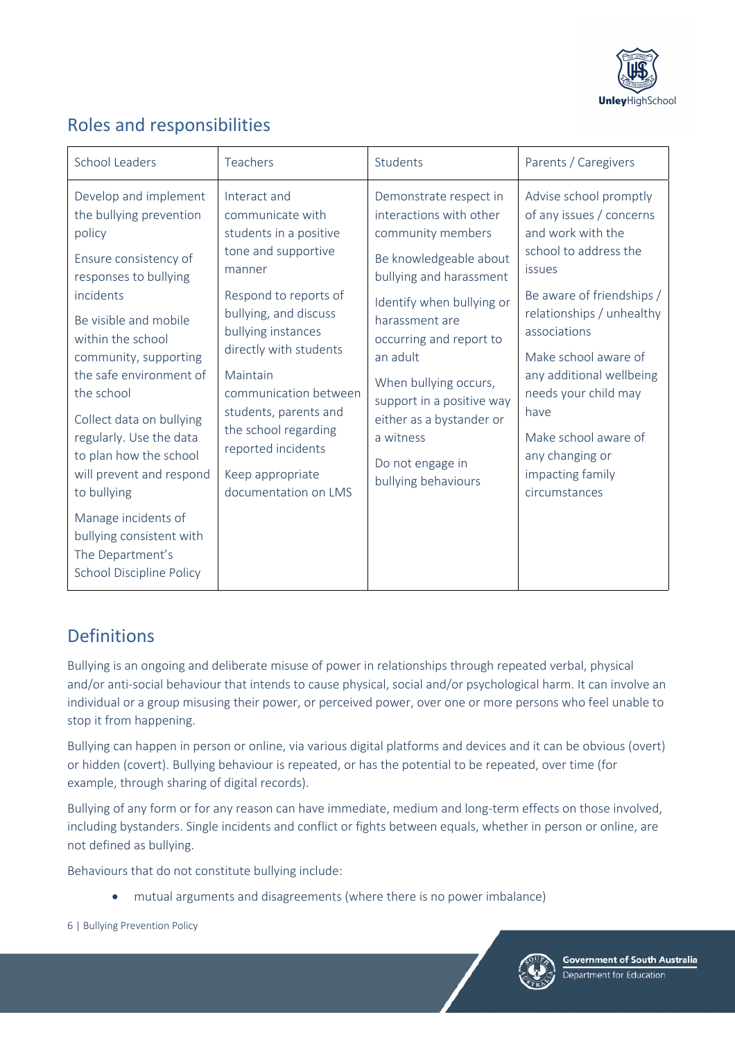## Roles and responsibilities

| School Leaders | Teachers | Students | Parents / Caregivers |
|---|---|---|---|
| Develop and implement the bullying prevention policy<br><br>Ensure consistency of responses to bullying incidents<br><br>Be visible and mobile within the school community, supporting the safe environment of the school<br><br>Collect data on bullying regularly. Use the data to plan how the school will prevent and respond to bullying<br><br>Manage incidents of bullying consistent with The Department's School Discipline Policy | Interact and communicate with students in a positive tone and supportive manner<br><br>Respond to reports of bullying, and discuss bullying instances directly with students<br><br>Maintain communication between students, parents and the school regarding reported incidents<br><br>Keep appropriate documentation on LMS | Demonstrate respect in interactions with other community members<br><br>Be knowledgeable about bullying and harassment<br><br>Identify when bullying or harassment are occurring and report to an adult<br><br>When bullying occurs, support in a positive way either as a bystander or a witness<br><br>Do not engage in bullying behaviours | Advise school promptly of any issues / concerns and work with the school to address the issues<br><br>Be aware of friendships / relationships / unhealthy associations<br><br>Make school aware of any additional wellbeing needs your child may have<br><br>Make school aware of any changing or impacting family circumstances |

## Definitions

Bullying is an ongoing and deliberate misuse of power in relationships through repeated verbal, physical and/or anti-social behaviour that intends to cause physical, social and/or psychological harm. It can involve an individual or a group misusing their power, or perceived power, over one or more persons who feel unable to stop it from happening.

Bullying can happen in person or online, via various digital platforms and devices and it can be obvious (overt) or hidden (covert). Bullying behaviour is repeated, or has the potential to be repeated, over time (for example, through sharing of digital records).

Bullying of any form or for any reason can have immediate, medium and long-term effects on those involved, including bystanders. Single incidents and conflict or fights between equals, whether in person or online, are not defined as bullying.

Behaviours that do not constitute bullying include:

- mutual arguments and disagreements (where there is no power imbalance)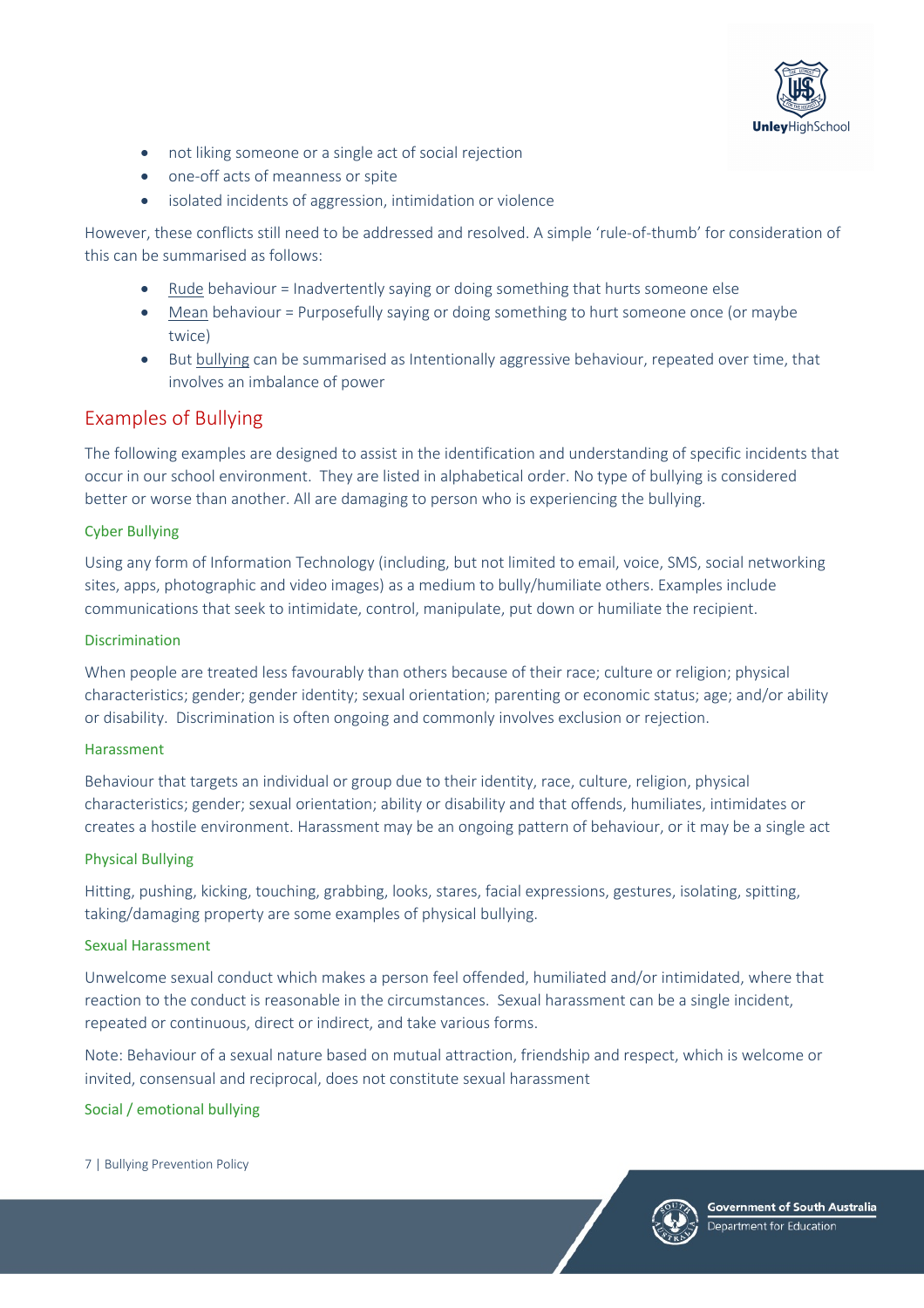- not liking someone or a single act of social rejection
- one-off acts of meanness or spite
- isolated incidents of aggression, intimidation or violence

However, these conflicts still need to be addressed and resolved. A simple 'rule-of-thumb' for consideration of this can be summarised as follows:

- Rude behaviour = Inadvertently saying or doing something that hurts someone else
- Mean behaviour = Purposefully saying or doing something to hurt someone once (or maybe twice)
- But bullying can be summarised as Intentionally aggressive behaviour, repeated over time, that involves an imbalance of power

## Examples of Bullying

The following examples are designed to assist in the identification and understanding of specific incidents that occur in our school environment. They are listed in alphabetical order. No type of bullying is considered better or worse than another. All are damaging to person who is experiencing the bullying.

### Cyber Bullying

Using any form of Information Technology (including, but not limited to email, voice, SMS, social networking sites, apps, photographic and video images) as a medium to bully/humiliate others. Examples include communications that seek to intimidate, control, manipulate, put down or humiliate the recipient.

### Discrimination

When people are treated less favourably than others because of their race; culture or religion; physical characteristics; gender; gender identity; sexual orientation; parenting or economic status; age; and/or ability or disability. Discrimination is often ongoing and commonly involves exclusion or rejection.

### Harassment

Behaviour that targets an individual or group due to their identity, race, culture, religion, physical characteristics; gender; sexual orientation; ability or disability and that offends, humiliates, intimidates or creates a hostile environment. Harassment may be an ongoing pattern of behaviour, or it may be a single act

### Physical Bullying

Hitting, pushing, kicking, touching, grabbing, looks, stares, facial expressions, gestures, isolating, spitting, taking/damaging property are some examples of physical bullying.

### Sexual Harassment

Unwelcome sexual conduct which makes a person feel offended, humiliated and/or intimidated, where that reaction to the conduct is reasonable in the circumstances. Sexual harassment can be a single incident, repeated or continuous, direct or indirect, and take various forms.

Note: Behaviour of a sexual nature based on mutual attraction, friendship and respect, which is welcome or invited, consensual and reciprocal, does not constitute sexual harassment

### Social / emotional bullying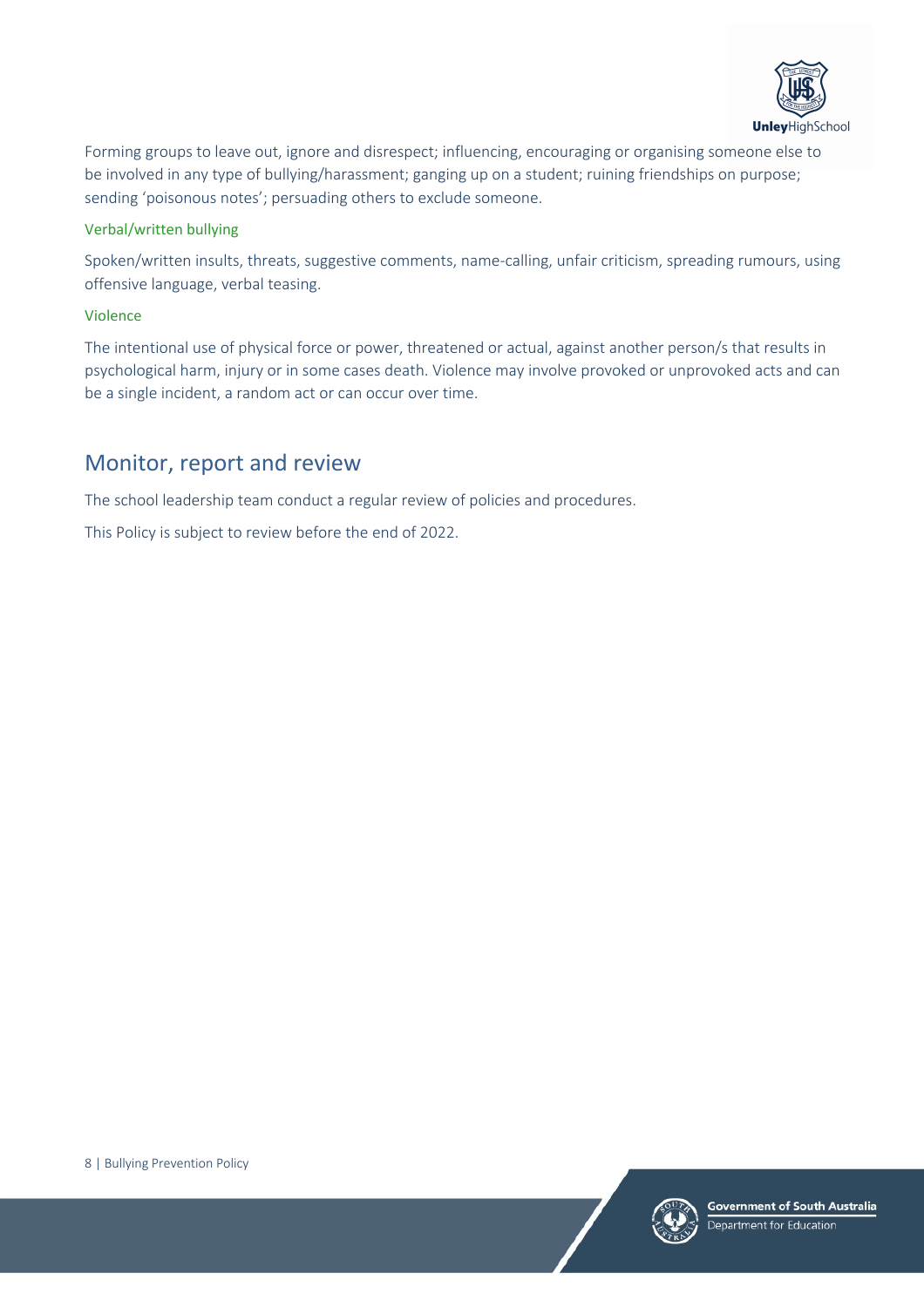Forming groups to leave out, ignore and disrespect; influencing, encouraging or organising someone else to be involved in any type of bullying/harassment; ganging up on a student; ruining friendships on purpose; sending 'poisonous notes'; persuading others to exclude someone.

### Verbal/written bullying

Spoken/written insults, threats, suggestive comments, name-calling, unfair criticism, spreading rumours, using offensive language, verbal teasing.

### Violence

The intentional use of physical force or power, threatened or actual, against another person/s that results in psychological harm, injury or in some cases death. Violence may involve provoked or unprovoked acts and can be a single incident, a random act or can occur over time.

## Monitor, report and review

The school leadership team conduct a regular review of policies and procedures.

This Policy is subject to review before the end of 2022.